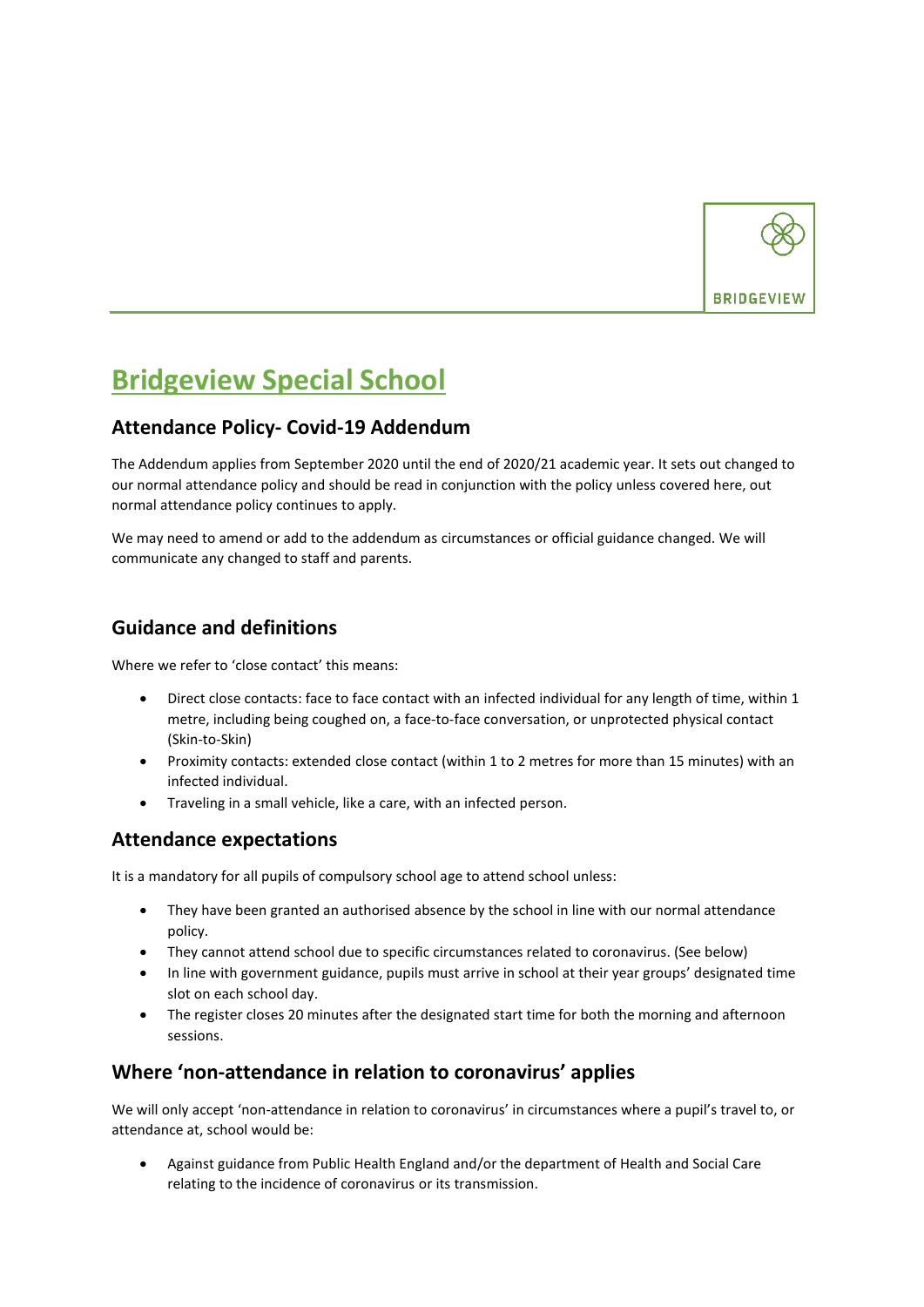# Bridgeview Special School

## Attendance Policy- Covid-19 Addendum

The Addendum applies from September 2020 until the end of 2020/21 academic year. It sets out changed to our normal attendance policy and should be read in conjunction with the policy unless covered here, out normal attendance policy continues to apply.

We may need to amend or add to the addendum as circumstances or official guidance changed. We will communicate any changed to staff and parents.

## Guidance and definitions

Where we refer to 'close contact' this means:

- Direct close contacts: face to face contact with an infected individual for any length of time, within 1 metre, including being coughed on, a face-to-face conversation, or unprotected physical contact (Skin-to-Skin)
- Proximity contacts: extended close contact (within 1 to 2 metres for more than 15 minutes) with an infected individual.
- Traveling in a small vehicle, like a care, with an infected person.

## Attendance expectations

It is a mandatory for all pupils of compulsory school age to attend school unless:

- They have been granted an authorised absence by the school in line with our normal attendance policy.
- They cannot attend school due to specific circumstances related to coronavirus. (See below)
- In line with government guidance, pupils must arrive in school at their year groups' designated time slot on each school day.
- The register closes 20 minutes after the designated start time for both the morning and afternoon sessions.

## Where 'non-attendance in relation to coronavirus' applies

We will only accept 'non-attendance in relation to coronavirus' in circumstances where a pupil's travel to, or attendance at, school would be:

- Against guidance from Public Health England and/or the department of Health and Social Care relating to the incidence of coronavirus or its transmission.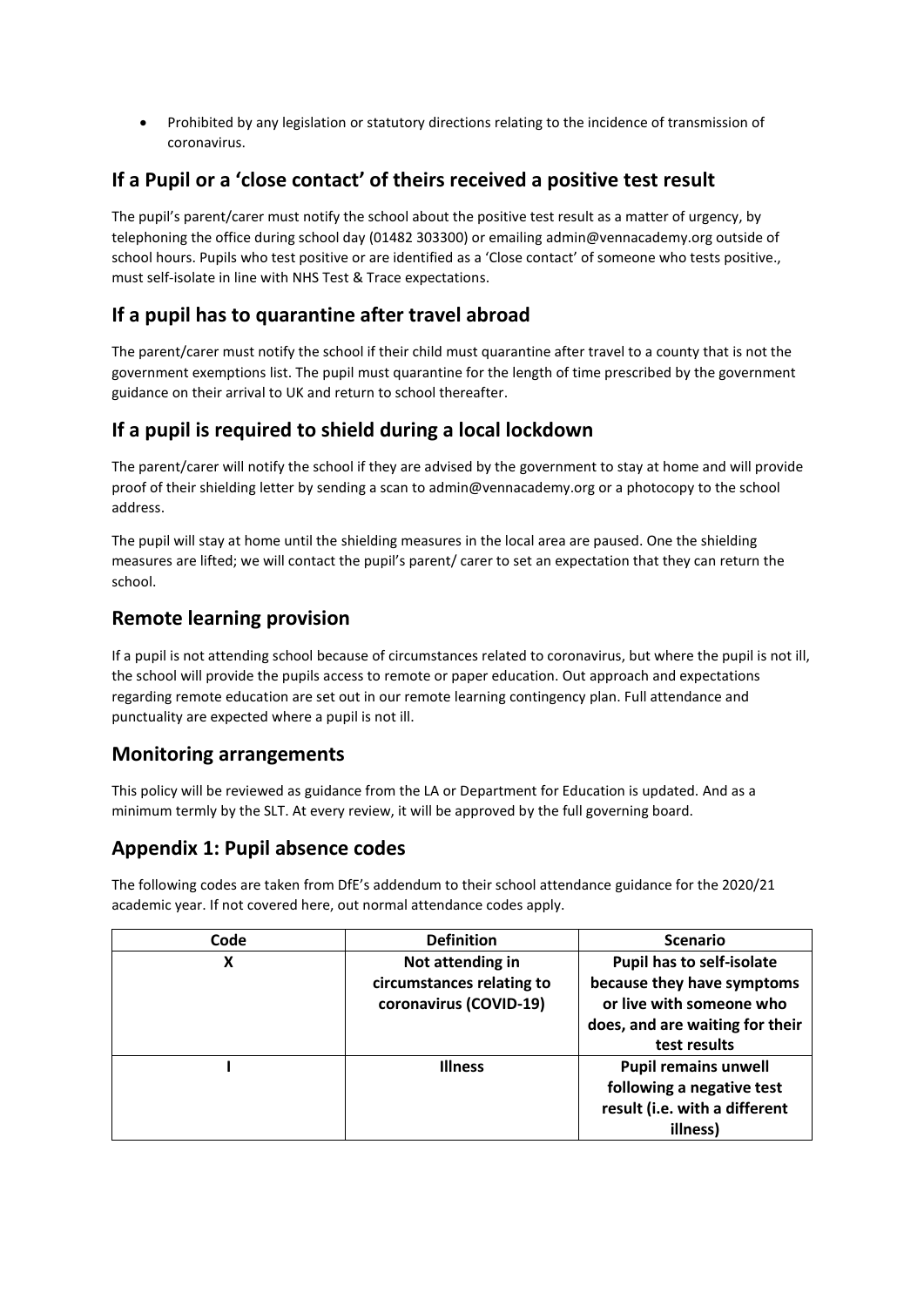- Prohibited by any legislation or statutory directions relating to the incidence of transmission of coronavirus.

## If a Pupil or a 'close contact' of theirs received a positive test result

The pupil's parent/carer must notify the school about the positive test result as a matter of urgency, by telephoning the office during school day (01482 303300) or emailing admin@vennacademy.org outside of school hours. Pupils who test positive or are identified as a 'Close contact' of someone who tests positive., must self-isolate in line with NHS Test & Trace expectations.

## If a pupil has to quarantine after travel abroad

The parent/carer must notify the school if their child must quarantine after travel to a county that is not the government exemptions list. The pupil must quarantine for the length of time prescribed by the government guidance on their arrival to UK and return to school thereafter.

## If a pupil is required to shield during a local lockdown

The parent/carer will notify the school if they are advised by the government to stay at home and will provide proof of their shielding letter by sending a scan to admin@vennacademy.org or a photocopy to the school address.

The pupil will stay at home until the shielding measures in the local area are paused. One the shielding measures are lifted; we will contact the pupil's parent/ carer to set an expectation that they can return the school.

## Remote learning provision

If a pupil is not attending school because of circumstances related to coronavirus, but where the pupil is not ill, the school will provide the pupils access to remote or paper education. Out approach and expectations regarding remote education are set out in our remote learning contingency plan. Full attendance and punctuality are expected where a pupil is not ill.

## Monitoring arrangements

This policy will be reviewed as guidance from the LA or Department for Education is updated. And as a minimum termly by the SLT. At every review, it will be approved by the full governing board.

## Appendix 1: Pupil absence codes

The following codes are taken from DfE's addendum to their school attendance guidance for the 2020/21 academic year. If not covered here, out normal attendance codes apply.

| Code | Definition | Scenario |
| --- | --- | --- |
| **X** | **Not attending in circumstances relating to coronavirus (COVID-19)** | **Pupil has to self-isolate because they have symptoms or live with someone who does, and are waiting for their test results** |
| **I** | **Illness** | **Pupil remains unwell following a negative test result (i.e. with a different illness)** |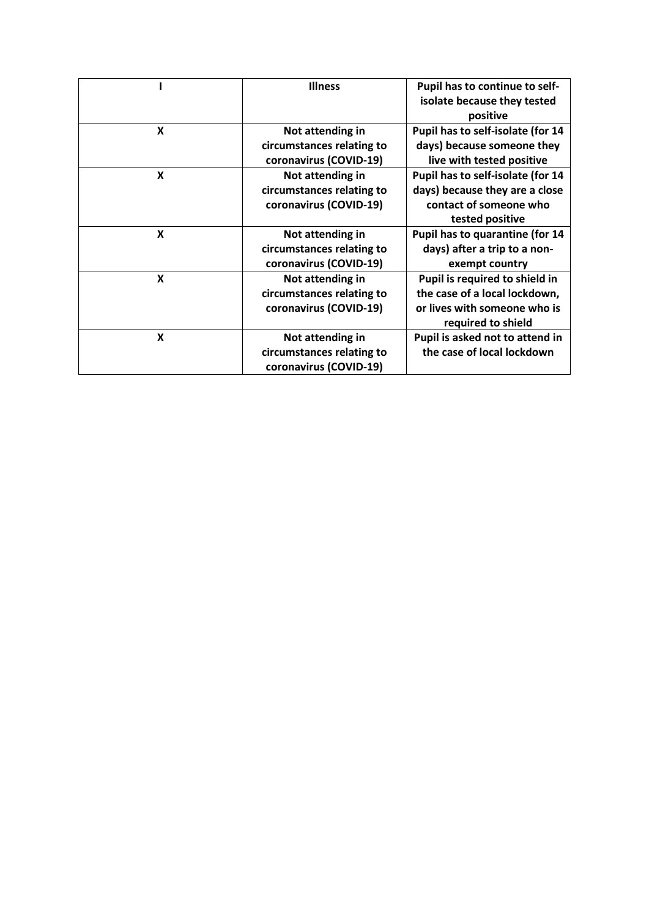| | | |
|---|---|---|
| **I** | **Illness** | **Pupil has to continue to self-isolate because they tested positive** |
| **X** | **Not attending in circumstances relating to coronavirus (COVID-19)** | **Pupil has to self-isolate (for 14 days) because someone they live with tested positive** |
| **X** | **Not attending in circumstances relating to coronavirus (COVID-19)** | **Pupil has to self-isolate (for 14 days) because they are a close contact of someone who tested positive** |
| **X** | **Not attending in circumstances relating to coronavirus (COVID-19)** | **Pupil has to quarantine (for 14 days) after a trip to a non-exempt country** |
| **X** | **Not attending in circumstances relating to coronavirus (COVID-19)** | **Pupil is required to shield in the case of a local lockdown, or lives with someone who is required to shield** |
| **X** | **Not attending in circumstances relating to coronavirus (COVID-19)** | **Pupil is asked not to attend in the case of local lockdown** |